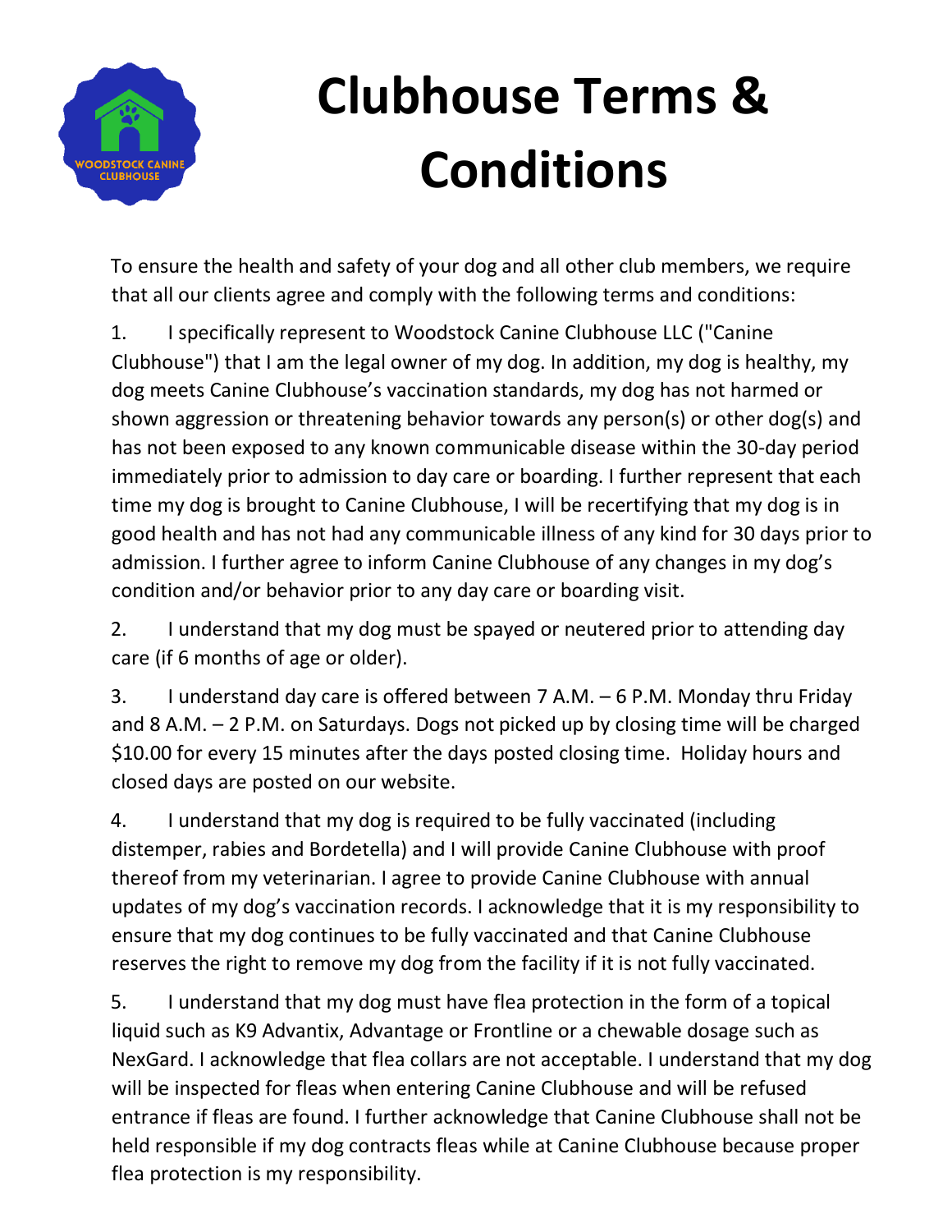# Clubhouse Terms & Conditions

To ensure the health and safety of your dog and all other club members, we require that all our clients agree and comply with the following terms and conditions:

1. I specifically represent to Woodstock Canine Clubhouse LLC ("Canine Clubhouse") that I am the legal owner of my dog. In addition, my dog is healthy, my dog meets Canine Clubhouse's vaccination standards, my dog has not harmed or shown aggression or threatening behavior towards any person(s) or other dog(s) and has not been exposed to any known communicable disease within the 30-day period immediately prior to admission to day care or boarding. I further represent that each time my dog is brought to Canine Clubhouse, I will be recertifying that my dog is in good health and has not had any communicable illness of any kind for 30 days prior to admission. I further agree to inform Canine Clubhouse of any changes in my dog's condition and/or behavior prior to any day care or boarding visit.

2. I understand that my dog must be spayed or neutered prior to attending day care (if 6 months of age or older).

3. I understand day care is offered between 7 A.M. – 6 P.M. Monday thru Friday and 8 A.M. – 2 P.M. on Saturdays. Dogs not picked up by closing time will be charged $10.00 for every 15 minutes after the days posted closing time. Holiday hours and closed days are posted on our website.

4. I understand that my dog is required to be fully vaccinated (including distemper, rabies and Bordetella) and I will provide Canine Clubhouse with proof thereof from my veterinarian. I agree to provide Canine Clubhouse with annual updates of my dog's vaccination records. I acknowledge that it is my responsibility to ensure that my dog continues to be fully vaccinated and that Canine Clubhouse reserves the right to remove my dog from the facility if it is not fully vaccinated.

5. I understand that my dog must have flea protection in the form of a topical liquid such as K9 Advantix, Advantage or Frontline or a chewable dosage such as NexGard. I acknowledge that flea collars are not acceptable. I understand that my dog will be inspected for fleas when entering Canine Clubhouse and will be refused entrance if fleas are found. I further acknowledge that Canine Clubhouse shall not be held responsible if my dog contracts fleas while at Canine Clubhouse because proper flea protection is my responsibility.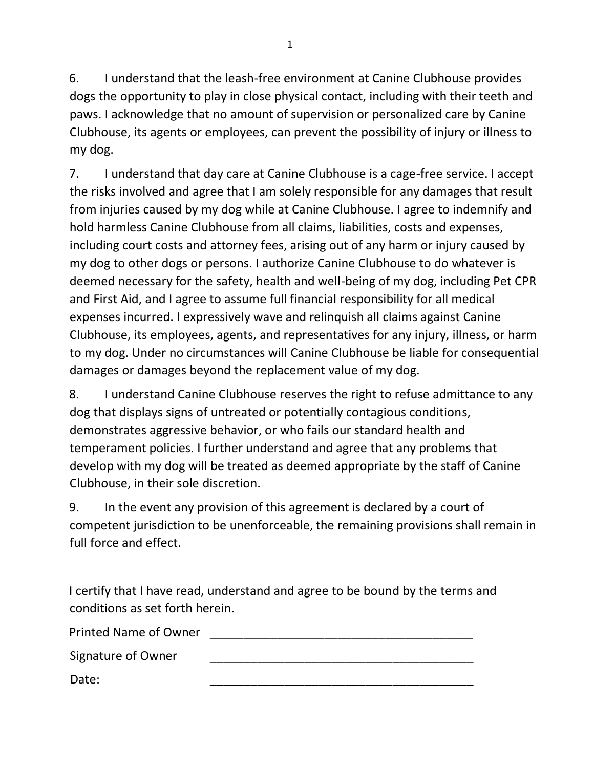6. I understand that the leash-free environment at Canine Clubhouse provides dogs the opportunity to play in close physical contact, including with their teeth and paws. I acknowledge that no amount of supervision or personalized care by Canine Clubhouse, its agents or employees, can prevent the possibility of injury or illness to my dog.

7. I understand that day care at Canine Clubhouse is a cage-free service. I accept the risks involved and agree that I am solely responsible for any damages that result from injuries caused by my dog while at Canine Clubhouse. I agree to indemnify and hold harmless Canine Clubhouse from all claims, liabilities, costs and expenses, including court costs and attorney fees, arising out of any harm or injury caused by my dog to other dogs or persons. I authorize Canine Clubhouse to do whatever is deemed necessary for the safety, health and well-being of my dog, including Pet CPR and First Aid, and I agree to assume full financial responsibility for all medical expenses incurred. I expressively wave and relinquish all claims against Canine Clubhouse, its employees, agents, and representatives for any injury, illness, or harm to my dog. Under no circumstances will Canine Clubhouse be liable for consequential damages or damages beyond the replacement value of my dog.

8. I understand Canine Clubhouse reserves the right to refuse admittance to any dog that displays signs of untreated or potentially contagious conditions, demonstrates aggressive behavior, or who fails our standard health and temperament policies. I further understand and agree that any problems that develop with my dog will be treated as deemed appropriate by the staff of Canine Clubhouse, in their sole discretion.

9. In the event any provision of this agreement is declared by a court of competent jurisdiction to be unenforceable, the remaining provisions shall remain in full force and effect.

I certify that I have read, understand and agree to be bound by the terms and conditions as set forth herein.

Printed Name of Owner \_\_\_\_\_\_\_\_\_\_\_\_\_\_\_\_\_\_\_\_\_\_\_\_\_\_\_\_\_\_\_\_\_\_\_\_\_\_\_\_

Signature of Owner \_\_\_\_\_\_\_\_\_\_\_\_\_\_\_\_\_\_\_\_\_\_\_\_\_\_\_\_\_\_\_\_\_\_\_\_\_\_\_\_

Date: \_\_\_\_\_\_\_\_\_\_\_\_\_\_\_\_\_\_\_\_\_\_\_\_\_\_\_\_\_\_\_\_\_\_\_\_\_\_\_\_